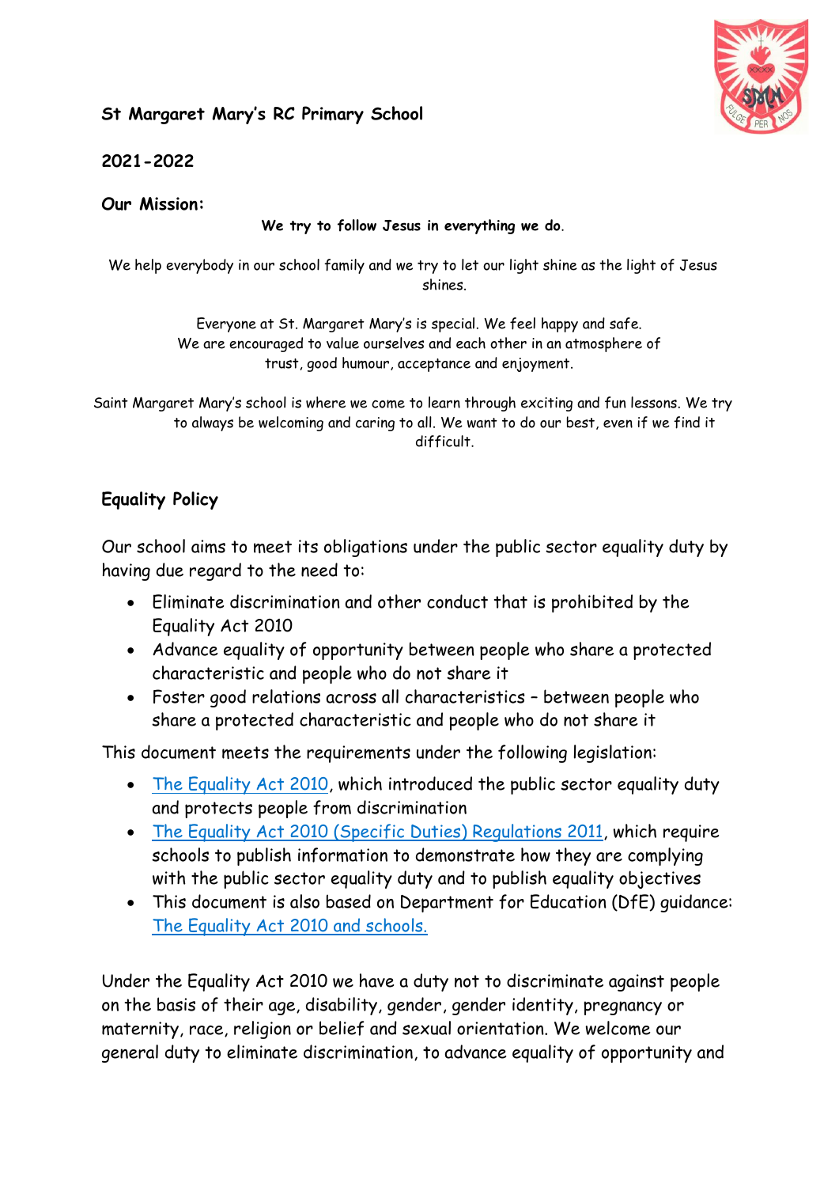**St Margaret Mary's RC Primary School**

**2021-2022**

**Our Mission:**

**We try to follow Jesus in everything we do.**

We help everybody in our school family and we try to let our light shine as the light of Jesus shines.

Everyone at St. Margaret Mary's is special. We feel happy and safe.
We are encouraged to value ourselves and each other in an atmosphere of trust, good humour, acceptance and enjoyment.

Saint Margaret Mary's school is where we come to learn through exciting and fun lessons. We try to always be welcoming and caring to all. We want to do our best, even if we find it difficult.

## Equality Policy

Our school aims to meet its obligations under the public sector equality duty by having due regard to the need to:

- Eliminate discrimination and other conduct that is prohibited by the Equality Act 2010
- Advance equality of opportunity between people who share a protected characteristic and people who do not share it
- Foster good relations across all characteristics – between people who share a protected characteristic and people who do not share it

This document meets the requirements under the following legislation:

- The Equality Act 2010, which introduced the public sector equality duty and protects people from discrimination
- The Equality Act 2010 (Specific Duties) Regulations 2011, which require schools to publish information to demonstrate how they are complying with the public sector equality duty and to publish equality objectives
- This document is also based on Department for Education (DfE) guidance: The Equality Act 2010 and schools.

Under the Equality Act 2010 we have a duty not to discriminate against people on the basis of their age, disability, gender, gender identity, pregnancy or maternity, race, religion or belief and sexual orientation. We welcome our general duty to eliminate discrimination, to advance equality of opportunity and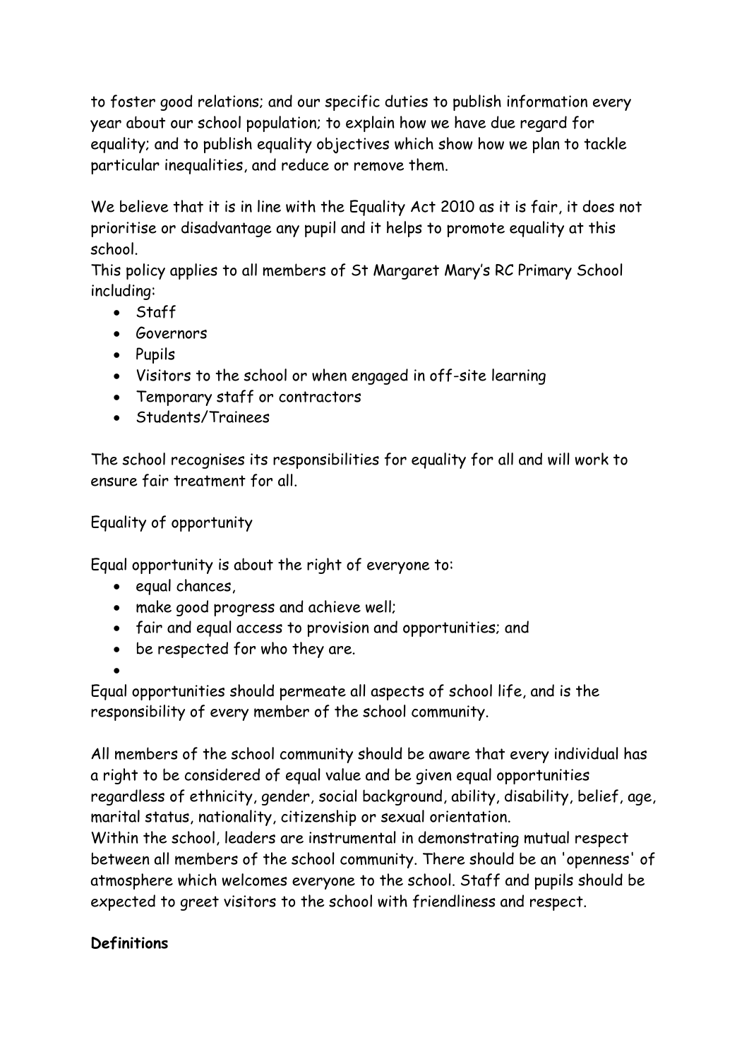to foster good relations; and our specific duties to publish information every year about our school population; to explain how we have due regard for equality; and to publish equality objectives which show how we plan to tackle particular inequalities, and reduce or remove them.

We believe that it is in line with the Equality Act 2010 as it is fair, it does not prioritise or disadvantage any pupil and it helps to promote equality at this school.

This policy applies to all members of St Margaret Mary's RC Primary School including:

- Staff
- Governors
- Pupils
- Visitors to the school or when engaged in off-site learning
- Temporary staff or contractors
- Students/Trainees

The school recognises its responsibilities for equality for all and will work to ensure fair treatment for all.

Equality of opportunity

Equal opportunity is about the right of everyone to:

- equal chances,
- make good progress and achieve well;
- fair and equal access to provision and opportunities; and
- be respected for who they are.

Equal opportunities should permeate all aspects of school life, and is the responsibility of every member of the school community.

All members of the school community should be aware that every individual has a right to be considered of equal value and be given equal opportunities regardless of ethnicity, gender, social background, ability, disability, belief, age, marital status, nationality, citizenship or sexual orientation.

Within the school, leaders are instrumental in demonstrating mutual respect between all members of the school community. There should be an 'openness' of atmosphere which welcomes everyone to the school. Staff and pupils should be expected to greet visitors to the school with friendliness and respect.

**Definitions**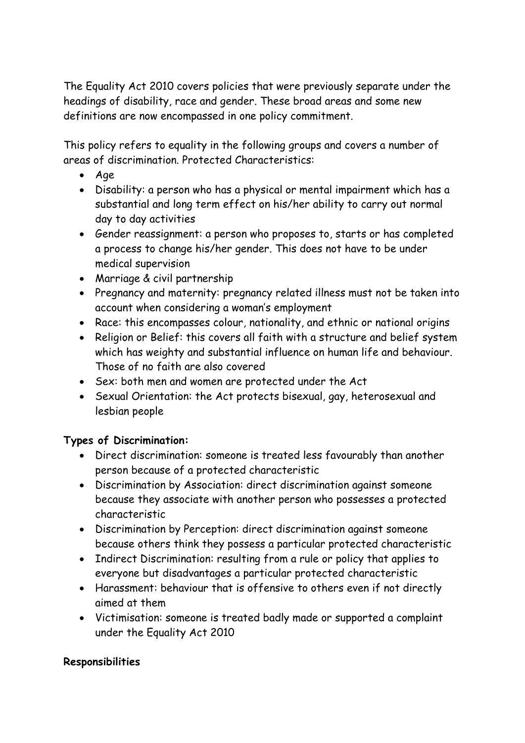The Equality Act 2010 covers policies that were previously separate under the headings of disability, race and gender. These broad areas and some new definitions are now encompassed in one policy commitment.

This policy refers to equality in the following groups and covers a number of areas of discrimination. Protected Characteristics:

- Age
- Disability: a person who has a physical or mental impairment which has a substantial and long term effect on his/her ability to carry out normal day to day activities
- Gender reassignment: a person who proposes to, starts or has completed a process to change his/her gender. This does not have to be under medical supervision
- Marriage & civil partnership
- Pregnancy and maternity: pregnancy related illness must not be taken into account when considering a woman's employment
- Race: this encompasses colour, nationality, and ethnic or national origins
- Religion or Belief: this covers all faith with a structure and belief system which has weighty and substantial influence on human life and behaviour. Those of no faith are also covered
- Sex: both men and women are protected under the Act
- Sexual Orientation: the Act protects bisexual, gay, heterosexual and lesbian people

**Types of Discrimination:**

- Direct discrimination: someone is treated less favourably than another person because of a protected characteristic
- Discrimination by Association: direct discrimination against someone because they associate with another person who possesses a protected characteristic
- Discrimination by Perception: direct discrimination against someone because others think they possess a particular protected characteristic
- Indirect Discrimination: resulting from a rule or policy that applies to everyone but disadvantages a particular protected characteristic
- Harassment: behaviour that is offensive to others even if not directly aimed at them
- Victimisation: someone is treated badly made or supported a complaint under the Equality Act 2010

**Responsibilities**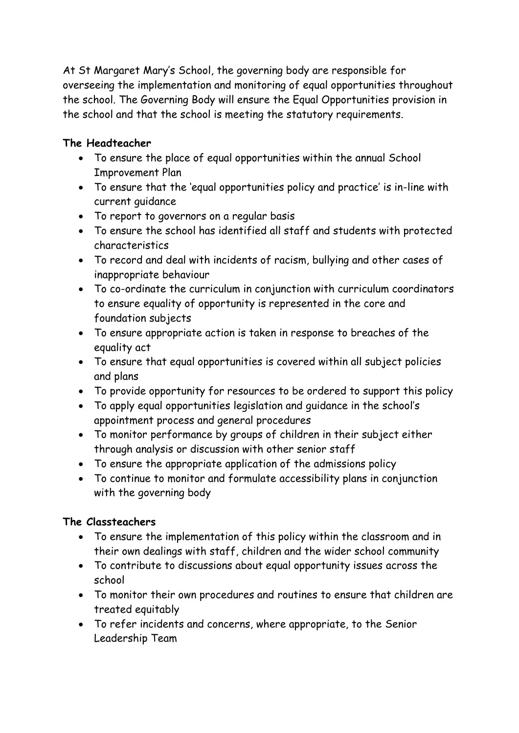At St Margaret Mary's School, the governing body are responsible for overseeing the implementation and monitoring of equal opportunities throughout the school. The Governing Body will ensure the Equal Opportunities provision in the school and that the school is meeting the statutory requirements.

**The Headteacher**

- To ensure the place of equal opportunities within the annual School Improvement Plan
- To ensure that the 'equal opportunities policy and practice' is in-line with current guidance
- To report to governors on a regular basis
- To ensure the school has identified all staff and students with protected characteristics
- To record and deal with incidents of racism, bullying and other cases of inappropriate behaviour
- To co-ordinate the curriculum in conjunction with curriculum coordinators to ensure equality of opportunity is represented in the core and foundation subjects
- To ensure appropriate action is taken in response to breaches of the equality act
- To ensure that equal opportunities is covered within all subject policies and plans
- To provide opportunity for resources to be ordered to support this policy
- To apply equal opportunities legislation and guidance in the school's appointment process and general procedures
- To monitor performance by groups of children in their subject either through analysis or discussion with other senior staff
- To ensure the appropriate application of the admissions policy
- To continue to monitor and formulate accessibility plans in conjunction with the governing body

**The Classteachers**

- To ensure the implementation of this policy within the classroom and in their own dealings with staff, children and the wider school community
- To contribute to discussions about equal opportunity issues across the school
- To monitor their own procedures and routines to ensure that children are treated equitably
- To refer incidents and concerns, where appropriate, to the Senior Leadership Team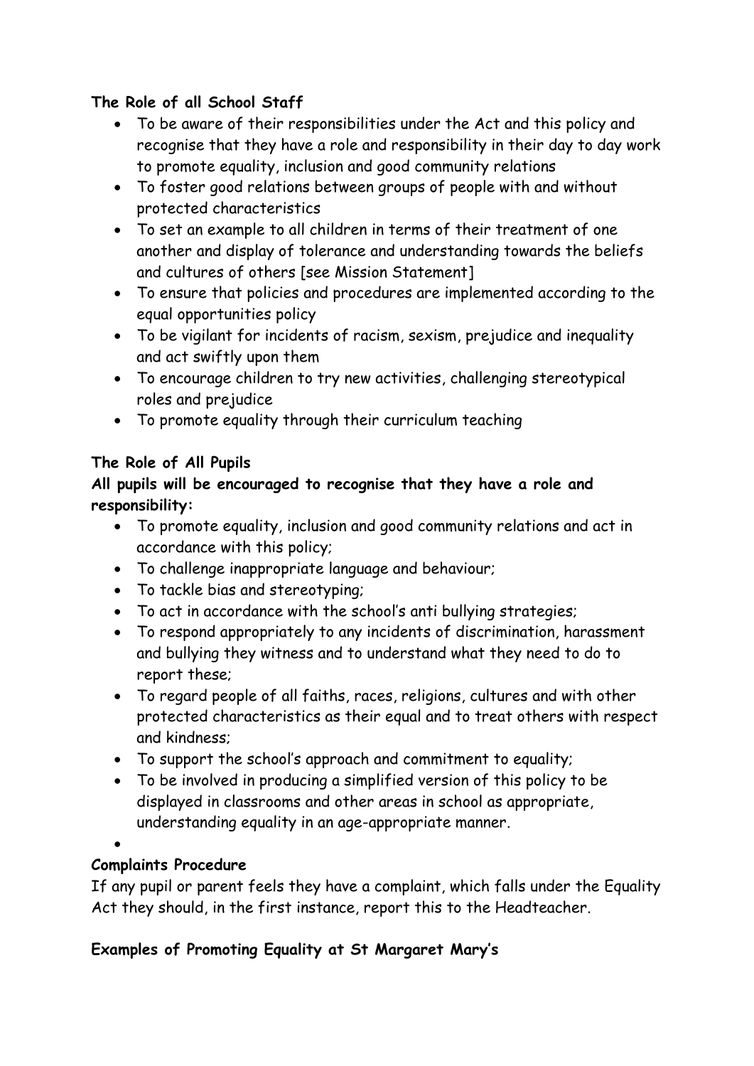**The Role of all School Staff**

- To be aware of their responsibilities under the Act and this policy and recognise that they have a role and responsibility in their day to day work to promote equality, inclusion and good community relations
- To foster good relations between groups of people with and without protected characteristics
- To set an example to all children in terms of their treatment of one another and display of tolerance and understanding towards the beliefs and cultures of others [see Mission Statement]
- To ensure that policies and procedures are implemented according to the equal opportunities policy
- To be vigilant for incidents of racism, sexism, prejudice and inequality and act swiftly upon them
- To encourage children to try new activities, challenging stereotypical roles and prejudice
- To promote equality through their curriculum teaching

**The Role of All Pupils**

**All pupils will be encouraged to recognise that they have a role and responsibility:**

- To promote equality, inclusion and good community relations and act in accordance with this policy;
- To challenge inappropriate language and behaviour;
- To tackle bias and stereotyping;
- To act in accordance with the school's anti bullying strategies;
- To respond appropriately to any incidents of discrimination, harassment and bullying they witness and to understand what they need to do to report these;
- To regard people of all faiths, races, religions, cultures and with other protected characteristics as their equal and to treat others with respect and kindness;
- To support the school's approach and commitment to equality;
- To be involved in producing a simplified version of this policy to be displayed in classrooms and other areas in school as appropriate, understanding equality in an age-appropriate manner.

**Complaints Procedure**

If any pupil or parent feels they have a complaint, which falls under the Equality Act they should, in the first instance, report this to the Headteacher.

**Examples of Promoting Equality at St Margaret Mary's**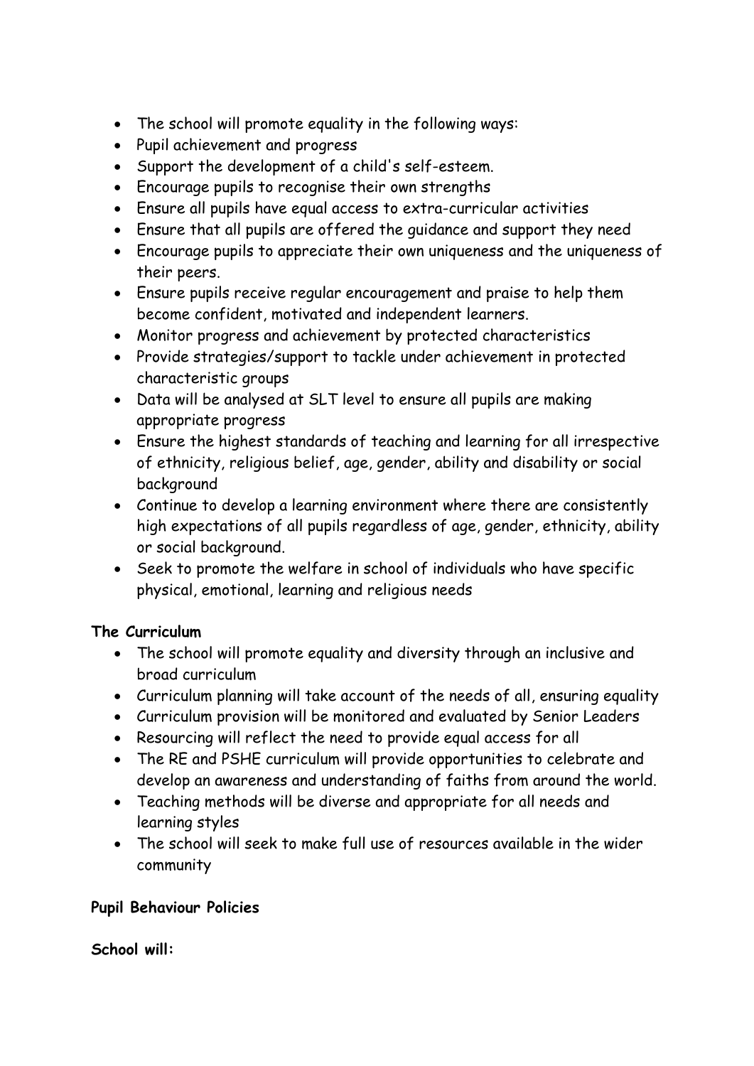- The school will promote equality in the following ways:
- Pupil achievement and progress
- Support the development of a child's self-esteem.
- Encourage pupils to recognise their own strengths
- Ensure all pupils have equal access to extra-curricular activities
- Ensure that all pupils are offered the guidance and support they need
- Encourage pupils to appreciate their own uniqueness and the uniqueness of their peers.
- Ensure pupils receive regular encouragement and praise to help them become confident, motivated and independent learners.
- Monitor progress and achievement by protected characteristics
- Provide strategies/support to tackle under achievement in protected characteristic groups
- Data will be analysed at SLT level to ensure all pupils are making appropriate progress
- Ensure the highest standards of teaching and learning for all irrespective of ethnicity, religious belief, age, gender, ability and disability or social background
- Continue to develop a learning environment where there are consistently high expectations of all pupils regardless of age, gender, ethnicity, ability or social background.
- Seek to promote the welfare in school of individuals who have specific physical, emotional, learning and religious needs

**The Curriculum**

- The school will promote equality and diversity through an inclusive and broad curriculum
- Curriculum planning will take account of the needs of all, ensuring equality
- Curriculum provision will be monitored and evaluated by Senior Leaders
- Resourcing will reflect the need to provide equal access for all
- The RE and PSHE curriculum will provide opportunities to celebrate and develop an awareness and understanding of faiths from around the world.
- Teaching methods will be diverse and appropriate for all needs and learning styles
- The school will seek to make full use of resources available in the wider community

**Pupil Behaviour Policies**

**School will:**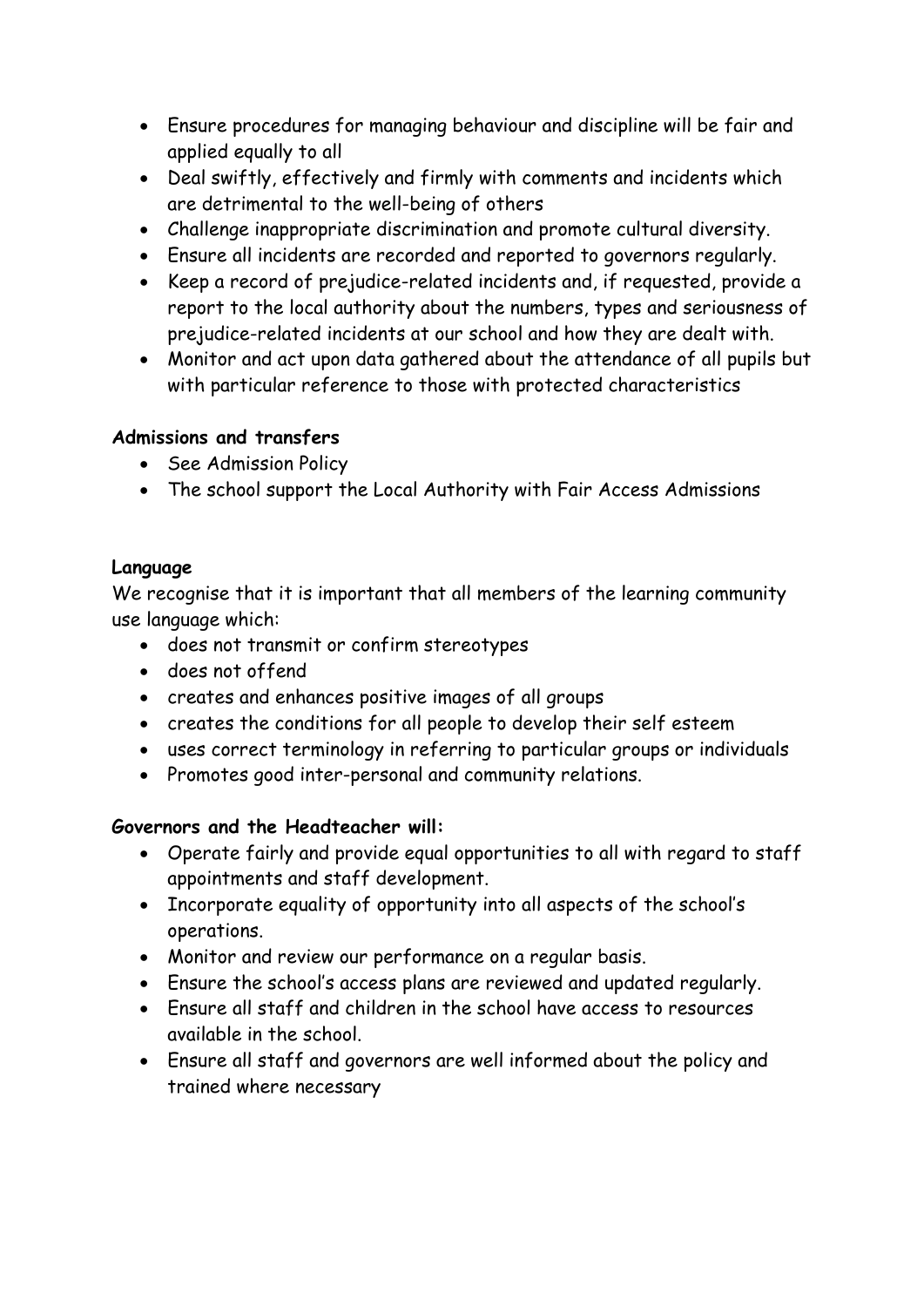- Ensure procedures for managing behaviour and discipline will be fair and applied equally to all
- Deal swiftly, effectively and firmly with comments and incidents which are detrimental to the well-being of others
- Challenge inappropriate discrimination and promote cultural diversity.
- Ensure all incidents are recorded and reported to governors regularly.
- Keep a record of prejudice-related incidents and, if requested, provide a report to the local authority about the numbers, types and seriousness of prejudice-related incidents at our school and how they are dealt with.
- Monitor and act upon data gathered about the attendance of all pupils but with particular reference to those with protected characteristics

**Admissions and transfers**

- See Admission Policy
- The school support the Local Authority with Fair Access Admissions

**Language**

We recognise that it is important that all members of the learning community use language which:

- does not transmit or confirm stereotypes
- does not offend
- creates and enhances positive images of all groups
- creates the conditions for all people to develop their self esteem
- uses correct terminology in referring to particular groups or individuals
- Promotes good inter-personal and community relations.

**Governors and the Headteacher will:**

- Operate fairly and provide equal opportunities to all with regard to staff appointments and staff development.
- Incorporate equality of opportunity into all aspects of the school's operations.
- Monitor and review our performance on a regular basis.
- Ensure the school's access plans are reviewed and updated regularly.
- Ensure all staff and children in the school have access to resources available in the school.
- Ensure all staff and governors are well informed about the policy and trained where necessary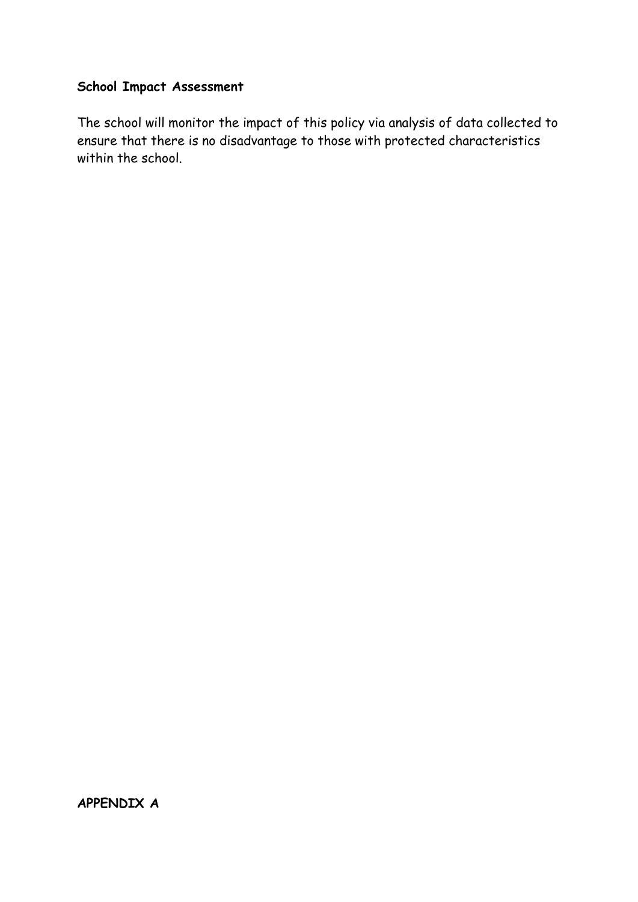**School Impact Assessment**

The school will monitor the impact of this policy via analysis of data collected to ensure that there is no disadvantage to those with protected characteristics within the school.

**APPENDIX A**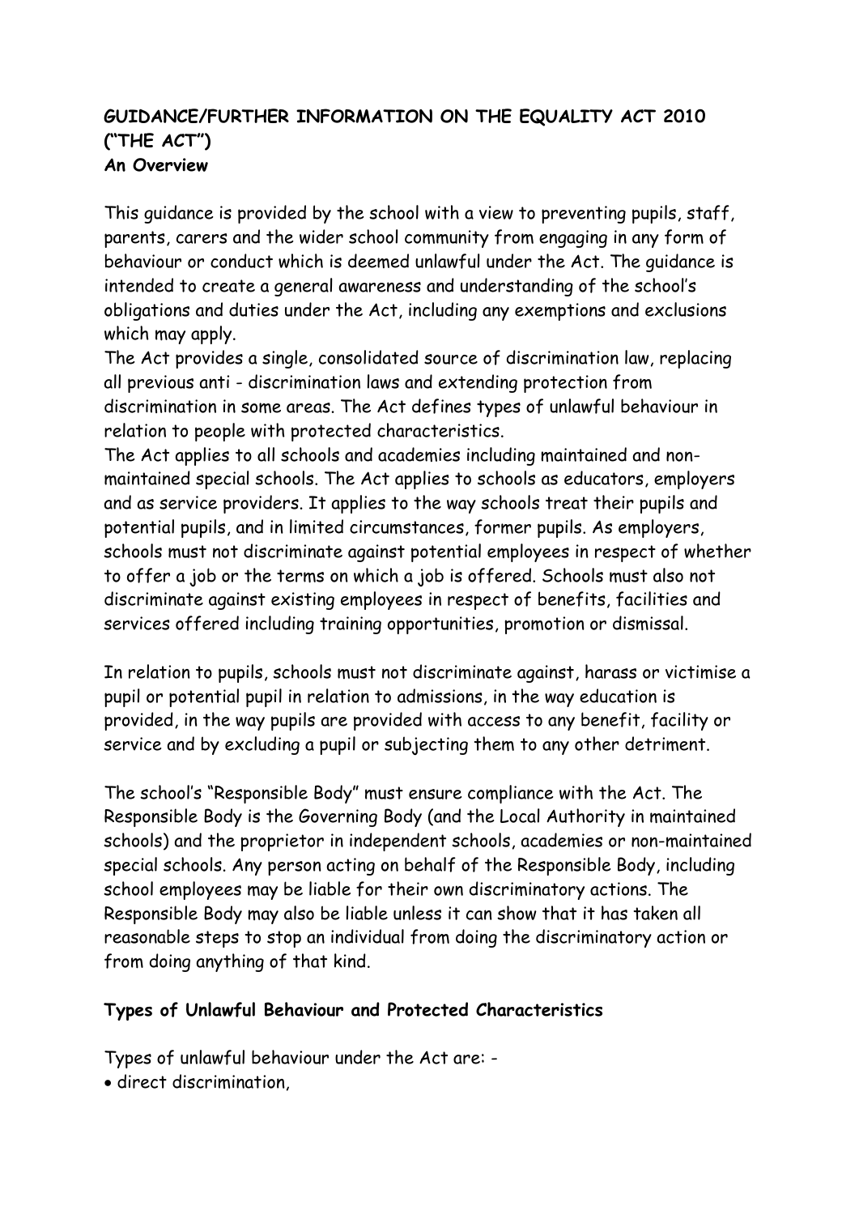**GUIDANCE/FURTHER INFORMATION ON THE EQUALITY ACT 2010 ("THE ACT")**

**An Overview**

This guidance is provided by the school with a view to preventing pupils, staff, parents, carers and the wider school community from engaging in any form of behaviour or conduct which is deemed unlawful under the Act. The guidance is intended to create a general awareness and understanding of the school's obligations and duties under the Act, including any exemptions and exclusions which may apply.

The Act provides a single, consolidated source of discrimination law, replacing all previous anti - discrimination laws and extending protection from discrimination in some areas. The Act defines types of unlawful behaviour in relation to people with protected characteristics.

The Act applies to all schools and academies including maintained and non-maintained special schools. The Act applies to schools as educators, employers and as service providers. It applies to the way schools treat their pupils and potential pupils, and in limited circumstances, former pupils. As employers, schools must not discriminate against potential employees in respect of whether to offer a job or the terms on which a job is offered. Schools must also not discriminate against existing employees in respect of benefits, facilities and services offered including training opportunities, promotion or dismissal.

In relation to pupils, schools must not discriminate against, harass or victimise a pupil or potential pupil in relation to admissions, in the way education is provided, in the way pupils are provided with access to any benefit, facility or service and by excluding a pupil or subjecting them to any other detriment.

The school's "Responsible Body" must ensure compliance with the Act. The Responsible Body is the Governing Body (and the Local Authority in maintained schools) and the proprietor in independent schools, academies or non-maintained special schools. Any person acting on behalf of the Responsible Body, including school employees may be liable for their own discriminatory actions. The Responsible Body may also be liable unless it can show that it has taken all reasonable steps to stop an individual from doing the discriminatory action or from doing anything of that kind.

**Types of Unlawful Behaviour and Protected Characteristics**

Types of unlawful behaviour under the Act are: -

- direct discrimination,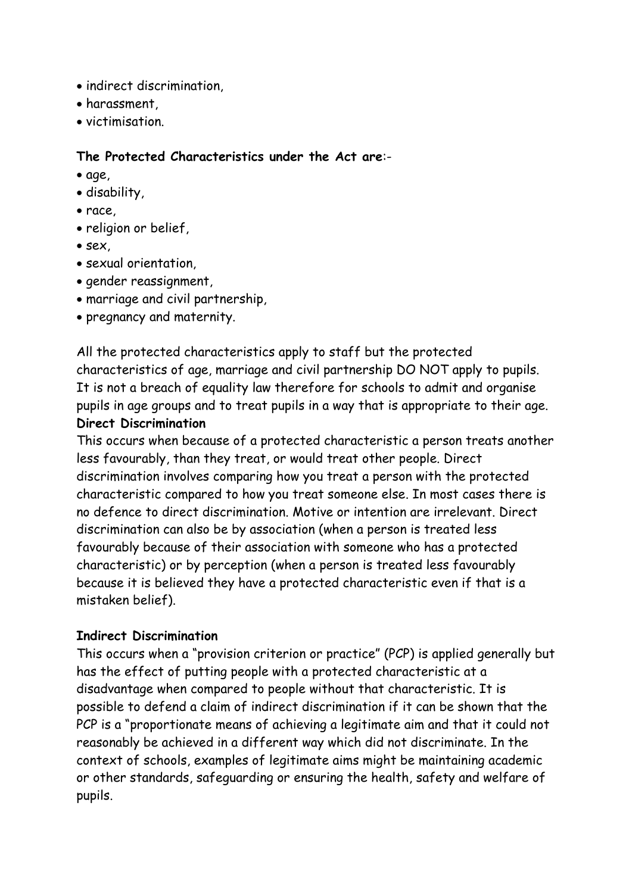- indirect discrimination,
- harassment,
- victimisation.

**The Protected Characteristics under the Act are**:-

- age,
- disability,
- race,
- religion or belief,
- sex,
- sexual orientation,
- gender reassignment,
- marriage and civil partnership,
- pregnancy and maternity.

All the protected characteristics apply to staff but the protected characteristics of age, marriage and civil partnership DO NOT apply to pupils. It is not a breach of equality law therefore for schools to admit and organise pupils in age groups and to treat pupils in a way that is appropriate to their age.

**Direct Discrimination**

This occurs when because of a protected characteristic a person treats another less favourably, than they treat, or would treat other people. Direct discrimination involves comparing how you treat a person with the protected characteristic compared to how you treat someone else. In most cases there is no defence to direct discrimination. Motive or intention are irrelevant. Direct discrimination can also be by association (when a person is treated less favourably because of their association with someone who has a protected characteristic) or by perception (when a person is treated less favourably because it is believed they have a protected characteristic even if that is a mistaken belief).

**Indirect Discrimination**

This occurs when a "provision criterion or practice" (PCP) is applied generally but has the effect of putting people with a protected characteristic at a disadvantage when compared to people without that characteristic. It is possible to defend a claim of indirect discrimination if it can be shown that the PCP is a "proportionate means of achieving a legitimate aim and that it could not reasonably be achieved in a different way which did not discriminate. In the context of schools, examples of legitimate aims might be maintaining academic or other standards, safeguarding or ensuring the health, safety and welfare of pupils.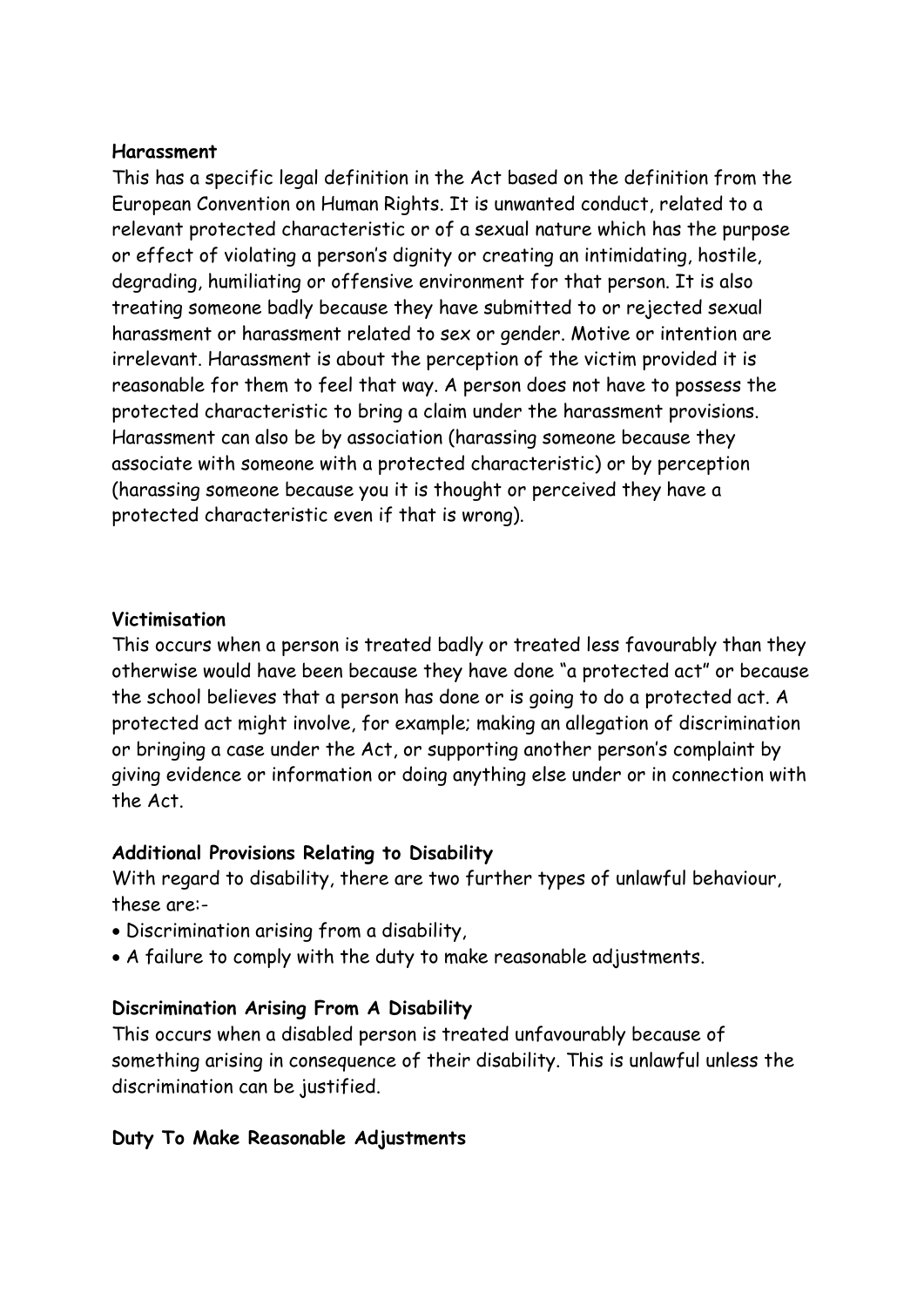**Harassment**

This has a specific legal definition in the Act based on the definition from the European Convention on Human Rights. It is unwanted conduct, related to a relevant protected characteristic or of a sexual nature which has the purpose or effect of violating a person's dignity or creating an intimidating, hostile, degrading, humiliating or offensive environment for that person. It is also treating someone badly because they have submitted to or rejected sexual harassment or harassment related to sex or gender. Motive or intention are irrelevant. Harassment is about the perception of the victim provided it is reasonable for them to feel that way. A person does not have to possess the protected characteristic to bring a claim under the harassment provisions. Harassment can also be by association (harassing someone because they associate with someone with a protected characteristic) or by perception (harassing someone because you it is thought or perceived they have a protected characteristic even if that is wrong).

**Victimisation**

This occurs when a person is treated badly or treated less favourably than they otherwise would have been because they have done "a protected act" or because the school believes that a person has done or is going to do a protected act. A protected act might involve, for example; making an allegation of discrimination or bringing a case under the Act, or supporting another person's complaint by giving evidence or information or doing anything else under or in connection with the Act.

**Additional Provisions Relating to Disability**

With regard to disability, there are two further types of unlawful behaviour, these are:-

- Discrimination arising from a disability,
- A failure to comply with the duty to make reasonable adjustments.

**Discrimination Arising From A Disability**

This occurs when a disabled person is treated unfavourably because of something arising in consequence of their disability. This is unlawful unless the discrimination can be justified.

**Duty To Make Reasonable Adjustments**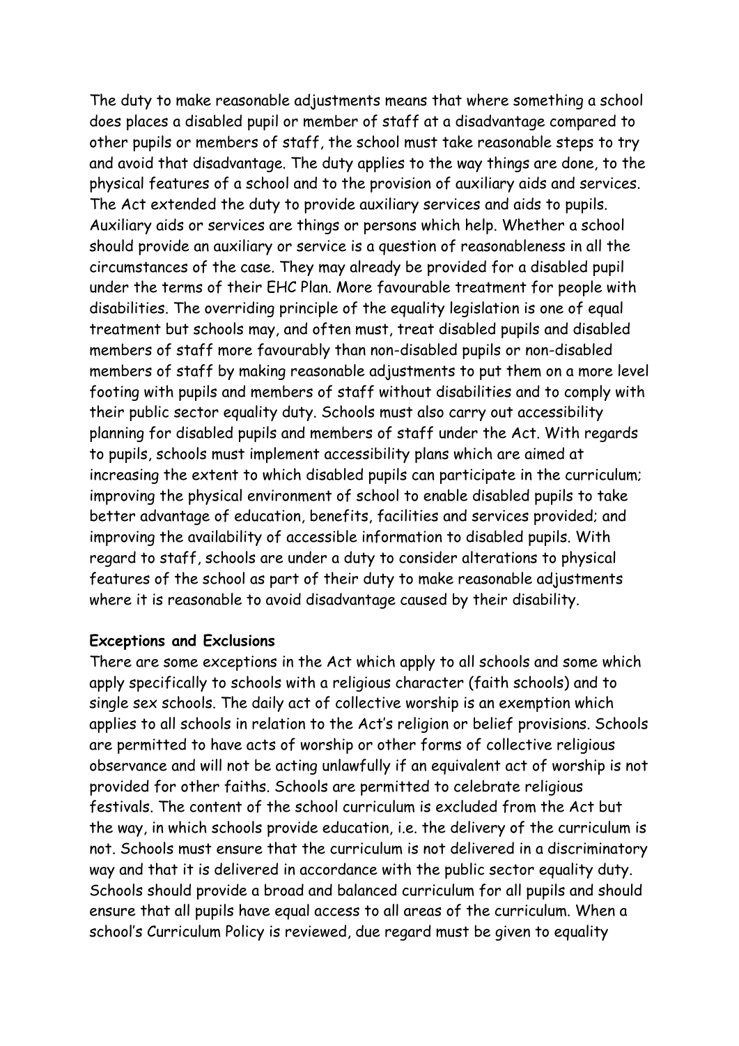The duty to make reasonable adjustments means that where something a school does places a disabled pupil or member of staff at a disadvantage compared to other pupils or members of staff, the school must take reasonable steps to try and avoid that disadvantage. The duty applies to the way things are done, to the physical features of a school and to the provision of auxiliary aids and services. The Act extended the duty to provide auxiliary services and aids to pupils. Auxiliary aids or services are things or persons which help. Whether a school should provide an auxiliary or service is a question of reasonableness in all the circumstances of the case. They may already be provided for a disabled pupil under the terms of their EHC Plan. More favourable treatment for people with disabilities. The overriding principle of the equality legislation is one of equal treatment but schools may, and often must, treat disabled pupils and disabled members of staff more favourably than non-disabled pupils or non-disabled members of staff by making reasonable adjustments to put them on a more level footing with pupils and members of staff without disabilities and to comply with their public sector equality duty. Schools must also carry out accessibility planning for disabled pupils and members of staff under the Act. With regards to pupils, schools must implement accessibility plans which are aimed at increasing the extent to which disabled pupils can participate in the curriculum; improving the physical environment of school to enable disabled pupils to take better advantage of education, benefits, facilities and services provided; and improving the availability of accessible information to disabled pupils. With regard to staff, schools are under a duty to consider alterations to physical features of the school as part of their duty to make reasonable adjustments where it is reasonable to avoid disadvantage caused by their disability.

**Exceptions and Exclusions**

There are some exceptions in the Act which apply to all schools and some which apply specifically to schools with a religious character (faith schools) and to single sex schools. The daily act of collective worship is an exemption which applies to all schools in relation to the Act's religion or belief provisions. Schools are permitted to have acts of worship or other forms of collective religious observance and will not be acting unlawfully if an equivalent act of worship is not provided for other faiths. Schools are permitted to celebrate religious festivals. The content of the school curriculum is excluded from the Act but the way, in which schools provide education, i.e. the delivery of the curriculum is not. Schools must ensure that the curriculum is not delivered in a discriminatory way and that it is delivered in accordance with the public sector equality duty. Schools should provide a broad and balanced curriculum for all pupils and should ensure that all pupils have equal access to all areas of the curriculum. When a school's Curriculum Policy is reviewed, due regard must be given to equality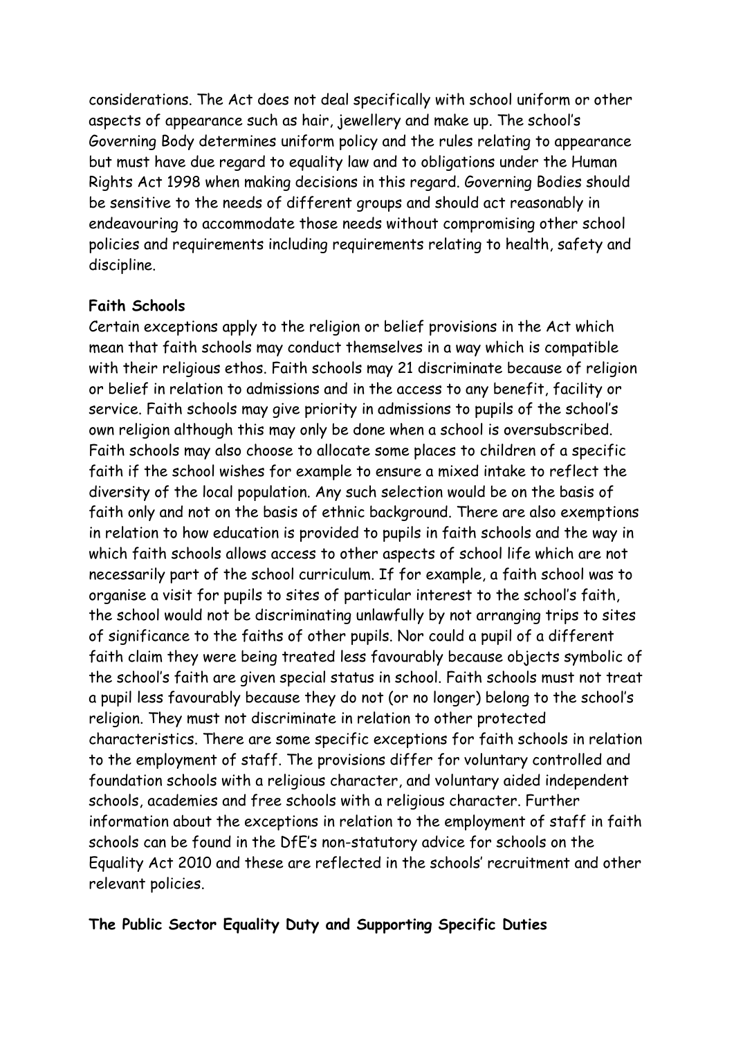considerations. The Act does not deal specifically with school uniform or other aspects of appearance such as hair, jewellery and make up. The school's Governing Body determines uniform policy and the rules relating to appearance but must have due regard to equality law and to obligations under the Human Rights Act 1998 when making decisions in this regard. Governing Bodies should be sensitive to the needs of different groups and should act reasonably in endeavouring to accommodate those needs without compromising other school policies and requirements including requirements relating to health, safety and discipline.

**Faith Schools**

Certain exceptions apply to the religion or belief provisions in the Act which mean that faith schools may conduct themselves in a way which is compatible with their religious ethos. Faith schools may 21 discriminate because of religion or belief in relation to admissions and in the access to any benefit, facility or service. Faith schools may give priority in admissions to pupils of the school's own religion although this may only be done when a school is oversubscribed. Faith schools may also choose to allocate some places to children of a specific faith if the school wishes for example to ensure a mixed intake to reflect the diversity of the local population. Any such selection would be on the basis of faith only and not on the basis of ethnic background. There are also exemptions in relation to how education is provided to pupils in faith schools and the way in which faith schools allows access to other aspects of school life which are not necessarily part of the school curriculum. If for example, a faith school was to organise a visit for pupils to sites of particular interest to the school's faith, the school would not be discriminating unlawfully by not arranging trips to sites of significance to the faiths of other pupils. Nor could a pupil of a different faith claim they were being treated less favourably because objects symbolic of the school's faith are given special status in school. Faith schools must not treat a pupil less favourably because they do not (or no longer) belong to the school's religion. They must not discriminate in relation to other protected characteristics. There are some specific exceptions for faith schools in relation to the employment of staff. The provisions differ for voluntary controlled and foundation schools with a religious character, and voluntary aided independent schools, academies and free schools with a religious character. Further information about the exceptions in relation to the employment of staff in faith schools can be found in the DfE's non-statutory advice for schools on the Equality Act 2010 and these are reflected in the schools' recruitment and other relevant policies.

**The Public Sector Equality Duty and Supporting Specific Duties**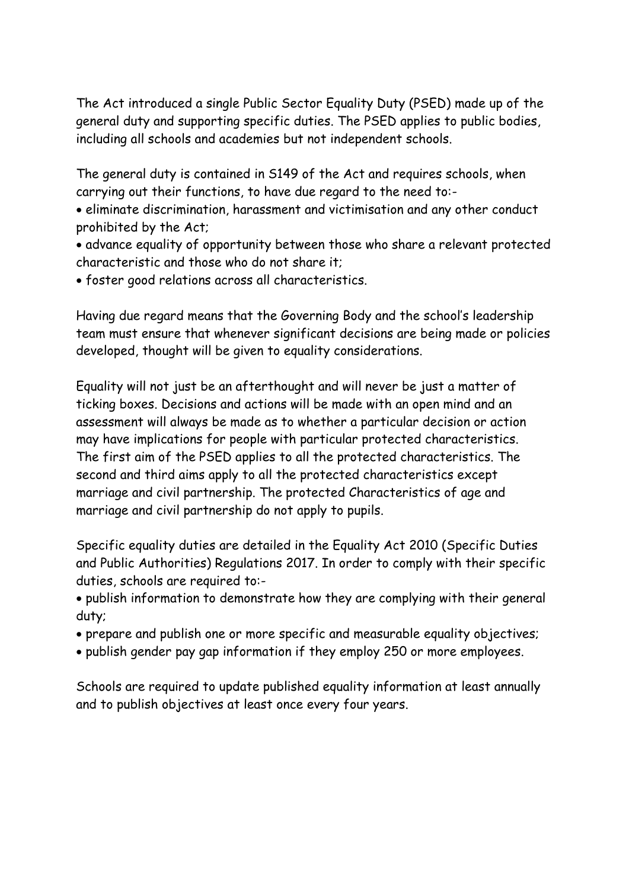The Act introduced a single Public Sector Equality Duty (PSED) made up of the general duty and supporting specific duties. The PSED applies to public bodies, including all schools and academies but not independent schools.

The general duty is contained in S149 of the Act and requires schools, when carrying out their functions, to have due regard to the need to:-

- eliminate discrimination, harassment and victimisation and any other conduct prohibited by the Act;
- advance equality of opportunity between those who share a relevant protected characteristic and those who do not share it;
- foster good relations across all characteristics.

Having due regard means that the Governing Body and the school's leadership team must ensure that whenever significant decisions are being made or policies developed, thought will be given to equality considerations.

Equality will not just be an afterthought and will never be just a matter of ticking boxes. Decisions and actions will be made with an open mind and an assessment will always be made as to whether a particular decision or action may have implications for people with particular protected characteristics. The first aim of the PSED applies to all the protected characteristics. The second and third aims apply to all the protected characteristics except marriage and civil partnership. The protected Characteristics of age and marriage and civil partnership do not apply to pupils.

Specific equality duties are detailed in the Equality Act 2010 (Specific Duties and Public Authorities) Regulations 2017. In order to comply with their specific duties, schools are required to:-

- publish information to demonstrate how they are complying with their general duty;
- prepare and publish one or more specific and measurable equality objectives;
- publish gender pay gap information if they employ 250 or more employees.

Schools are required to update published equality information at least annually and to publish objectives at least once every four years.